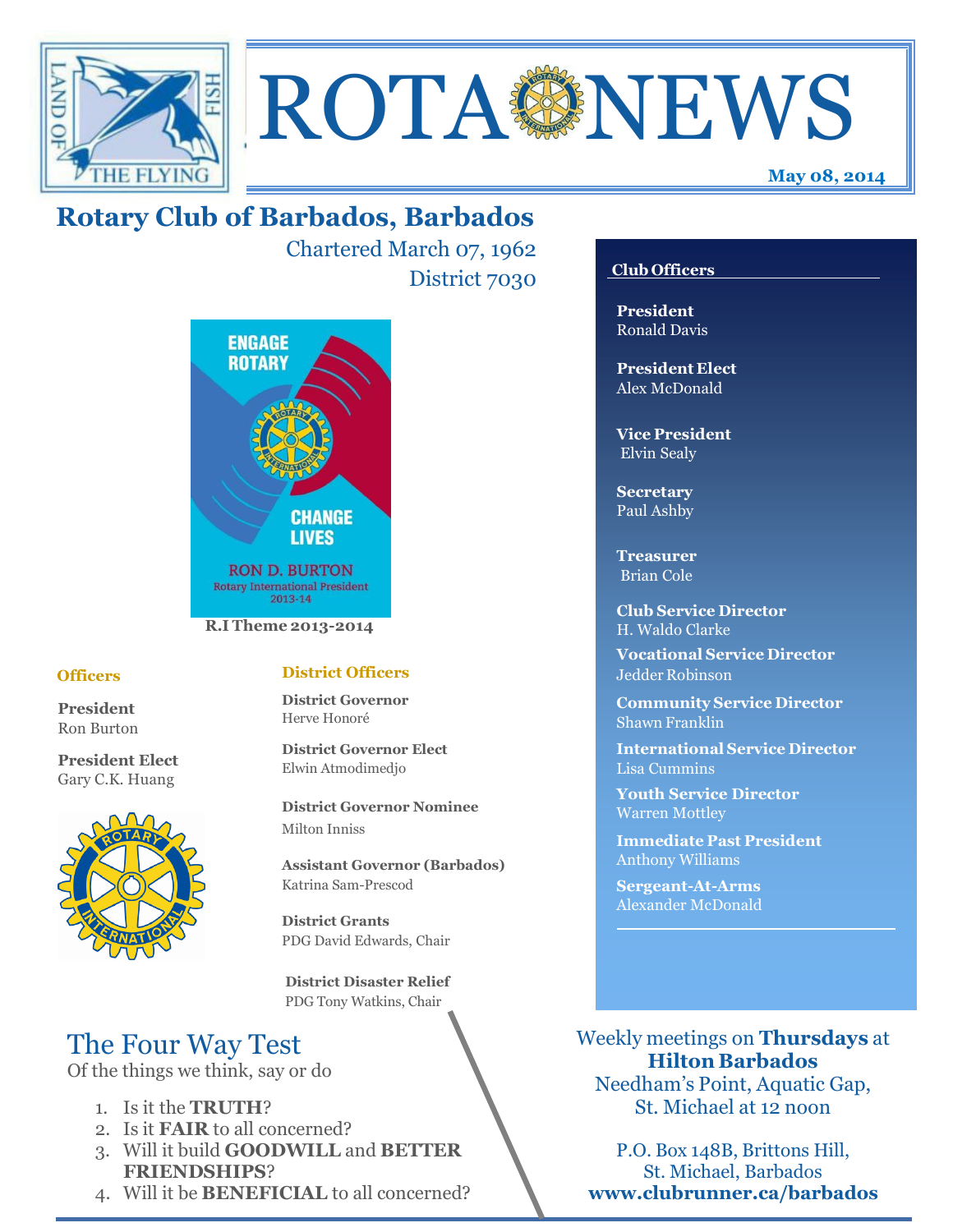# ROTA NEWS

**May 08, 2014**

## Rotary Club of Barbados, Barbados

Chartered March 07, 1962

District 7030

ENGAGE ROTARY CHANGE LIVES

RON D. BURTON
Rotary International President 2013-14

**R.I Theme 2013-2014**

### Officers

**President**
Ron Burton

**President Elect**
Gary C.K. Huang

### District Officers

**District Governor**
Herve Honoré

**District Governor Elect**
Elwin Atmodimedjo

**District Governor Nominee**
Milton Inniss

**Assistant Governor (Barbados)**
Katrina Sam-Prescod

**District Grants**
PDG David Edwards, Chair

**District Disaster Relief**
PDG Tony Watkins, Chair

### Club Officers

**President**
Ronald Davis

**President Elect**
Alex McDonald

**Vice President**
Elvin Sealy

**Secretary**
Paul Ashby

**Treasurer**
Brian Cole

**Club Service Director**
H. Waldo Clarke

**Vocational Service Director**
Jedder Robinson

**Community Service Director**
Shawn Franklin

**International Service Director**
Lisa Cummins

**Youth Service Director**
Warren Mottley

**Immediate Past President**
Anthony Williams

**Sergeant-At-Arms**
Alexander McDonald

## The Four Way Test

Of the things we think, say or do

1. Is it the **TRUTH**?
2. Is it **FAIR** to all concerned?
3. Will it build **GOODWILL** and **BETTER FRIENDSHIPS**?
4. Will it be **BENEFICIAL** to all concerned?

Weekly meetings on **Thursdays** at **Hilton Barbados**
Needham's Point, Aquatic Gap,
St. Michael at 12 noon

P.O. Box 148B, Brittons Hill,
St. Michael, Barbados
**www.clubrunner.ca/barbados**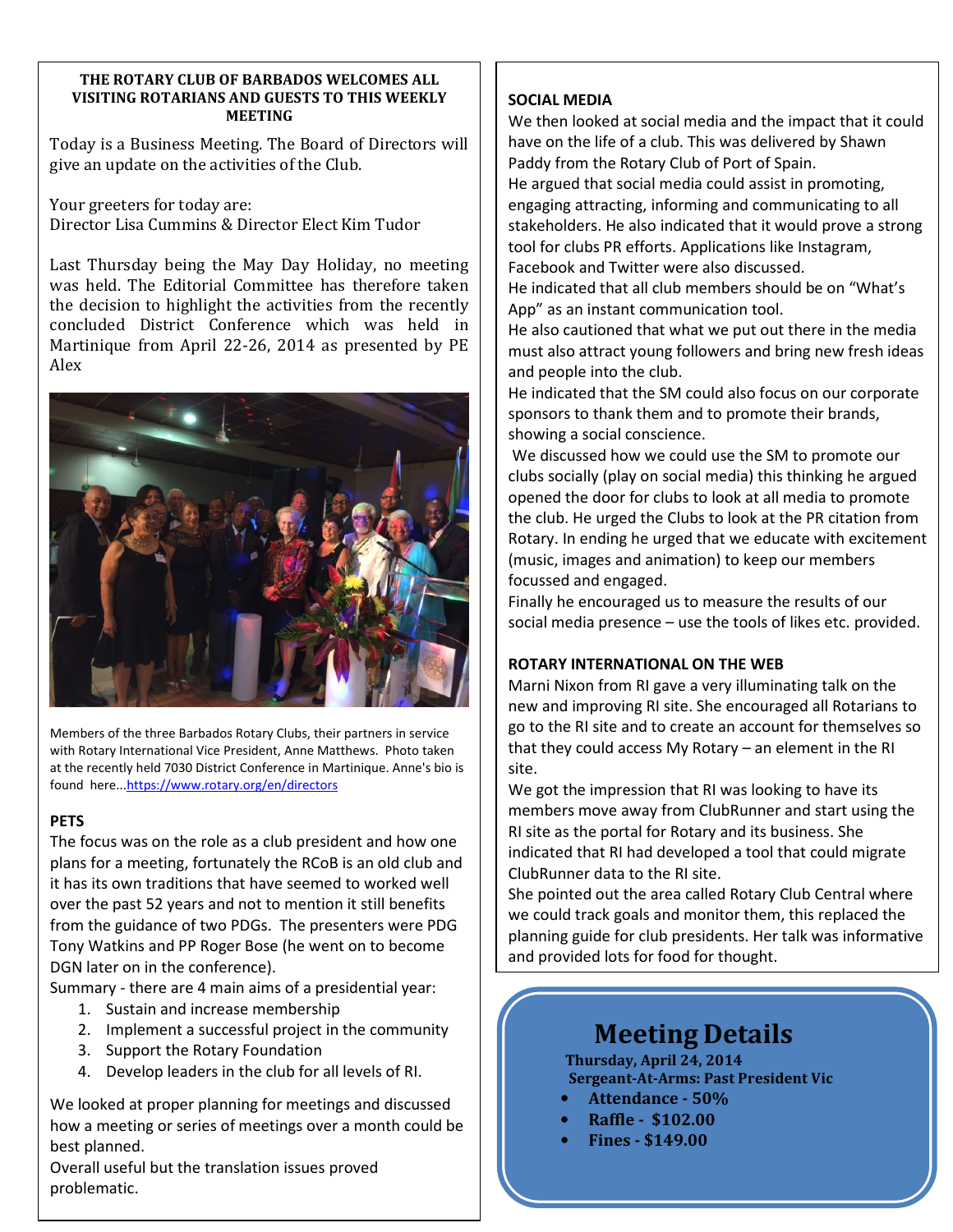**THE ROTARY CLUB OF BARBADOS WELCOMES ALL VISITING ROTARIANS AND GUESTS TO THIS WEEKLY MEETING**

Today is a Business Meeting. The Board of Directors will give an update on the activities of the Club.

Your greeters for today are:
Director Lisa Cummins & Director Elect Kim Tudor

Last Thursday being the May Day Holiday, no meeting was held. The Editorial Committee has therefore taken the decision to highlight the activities from the recently concluded District Conference which was held in Martinique from April 22-26, 2014 as presented by PE Alex

Members of the three Barbados Rotary Clubs, their partners in service with Rotary International Vice President, Anne Matthews. Photo taken at the recently held 7030 District Conference in Martinique. Anne's bio is found here...https://www.rotary.org/en/directors

**PETS**

The focus was on the role as a club president and how one plans for a meeting, fortunately the RCoB is an old club and it has its own traditions that have seemed to worked well over the past 52 years and not to mention it still benefits from the guidance of two PDGs. The presenters were PDG Tony Watkins and PP Roger Bose (he went on to become DGN later on in the conference).

Summary - there are 4 main aims of a presidential year:

1. Sustain and increase membership
2. Implement a successful project in the community
3. Support the Rotary Foundation
4. Develop leaders in the club for all levels of RI.

We looked at proper planning for meetings and discussed how a meeting or series of meetings over a month could be best planned.

Overall useful but the translation issues proved problematic.

**SOCIAL MEDIA**

We then looked at social media and the impact that it could have on the life of a club. This was delivered by Shawn Paddy from the Rotary Club of Port of Spain.

He argued that social media could assist in promoting, engaging attracting, informing and communicating to all stakeholders. He also indicated that it would prove a strong tool for clubs PR efforts. Applications like Instagram, Facebook and Twitter were also discussed.

He indicated that all club members should be on "What's App" as an instant communication tool.

He also cautioned that what we put out there in the media must also attract young followers and bring new fresh ideas and people into the club.

He indicated that the SM could also focus on our corporate sponsors to thank them and to promote their brands, showing a social conscience.

We discussed how we could use the SM to promote our clubs socially (play on social media) this thinking he argued opened the door for clubs to look at all media to promote the club. He urged the Clubs to look at the PR citation from Rotary. In ending he urged that we educate with excitement (music, images and animation) to keep our members focussed and engaged.

Finally he encouraged us to measure the results of our social media presence – use the tools of likes etc. provided.

**ROTARY INTERNATIONAL ON THE WEB**

Marni Nixon from RI gave a very illuminating talk on the new and improving RI site. She encouraged all Rotarians to go to the RI site and to create an account for themselves so that they could access My Rotary – an element in the RI site.

We got the impression that RI was looking to have its members move away from ClubRunner and start using the RI site as the portal for Rotary and its business. She indicated that RI had developed a tool that could migrate ClubRunner data to the RI site.

She pointed out the area called Rotary Club Central where we could track goals and monitor them, this replaced the planning guide for club presidents. Her talk was informative and provided lots for food for thought.

## Meeting Details

**Thursday, April 24, 2014**
**Sergeant-At-Arms: Past President Vic**

- **Attendance - 50%**
- **Raffle - $102.00**
- **Fines - $149.00**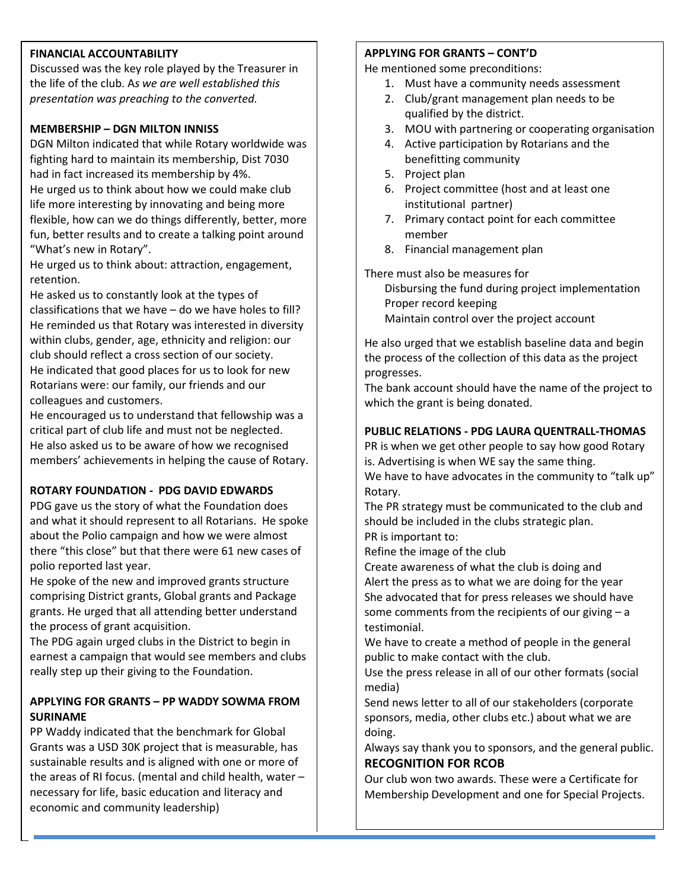**FINANCIAL ACCOUNTABILITY**

Discussed was the key role played by the Treasurer in the life of the club. A*s we are well established this presentation was preaching to the converted.*

**MEMBERSHIP – DGN MILTON INNISS**

DGN Milton indicated that while Rotary worldwide was fighting hard to maintain its membership, Dist 7030 had in fact increased its membership by 4%.

He urged us to think about how we could make club life more interesting by innovating and being more flexible, how can we do things differently, better, more fun, better results and to create a talking point around "What's new in Rotary".

He urged us to think about: attraction, engagement, retention.

He asked us to constantly look at the types of classifications that we have – do we have holes to fill?

He reminded us that Rotary was interested in diversity within clubs, gender, age, ethnicity and religion: our club should reflect a cross section of our society.

He indicated that good places for us to look for new Rotarians were: our family, our friends and our colleagues and customers.

He encouraged us to understand that fellowship was a critical part of club life and must not be neglected.

He also asked us to be aware of how we recognised members' achievements in helping the cause of Rotary.

**ROTARY FOUNDATION - PDG DAVID EDWARDS**

PDG gave us the story of what the Foundation does and what it should represent to all Rotarians. He spoke about the Polio campaign and how we were almost there "this close" but that there were 61 new cases of polio reported last year.

He spoke of the new and improved grants structure comprising District grants, Global grants and Package grants. He urged that all attending better understand the process of grant acquisition.

The PDG again urged clubs in the District to begin in earnest a campaign that would see members and clubs really step up their giving to the Foundation.

**APPLYING FOR GRANTS – PP WADDY SOWMA FROM SURINAME**

PP Waddy indicated that the benchmark for Global Grants was a USD 30K project that is measurable, has sustainable results and is aligned with one or more of the areas of RI focus. (mental and child health, water – necessary for life, basic education and literacy and economic and community leadership)

**APPLYING FOR GRANTS – CONT'D**

He mentioned some preconditions:

1. Must have a community needs assessment
2. Club/grant management plan needs to be qualified by the district.
3. MOU with partnering or cooperating organisation
4. Active participation by Rotarians and the benefitting community
5. Project plan
6. Project committee (host and at least one institutional partner)
7. Primary contact point for each committee member
8. Financial management plan

There must also be measures for

Disbursing the fund during project implementation
Proper record keeping
Maintain control over the project account

He also urged that we establish baseline data and begin the process of the collection of this data as the project progresses.

The bank account should have the name of the project to which the grant is being donated.

**PUBLIC RELATIONS - PDG LAURA QUENTRALL-THOMAS**

PR is when we get other people to say how good Rotary is. Advertising is when WE say the same thing.

We have to have advocates in the community to "talk up" Rotary.

The PR strategy must be communicated to the club and should be included in the clubs strategic plan.

PR is important to:

Refine the image of the club
Create awareness of what the club is doing and
Alert the press as to what we are doing for the year

She advocated that for press releases we should have some comments from the recipients of our giving – a testimonial.

We have to create a method of people in the general public to make contact with the club.

Use the press release in all of our other formats (social media)

Send news letter to all of our stakeholders (corporate sponsors, media, other clubs etc.) about what we are doing.

Always say thank you to sponsors, and the general public.

**RECOGNITION FOR RCOB**

Our club won two awards. These were a Certificate for Membership Development and one for Special Projects.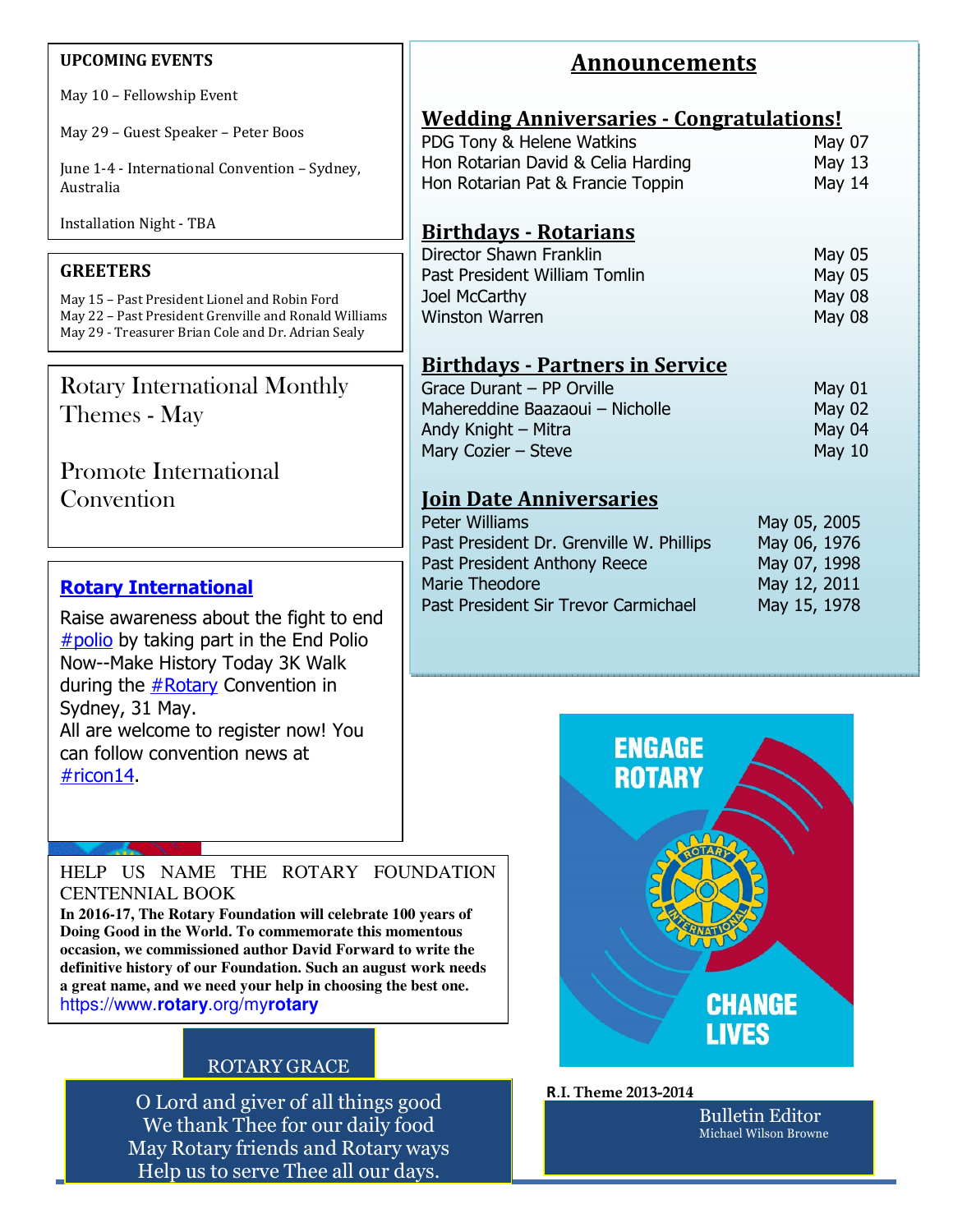**UPCOMING EVENTS**

May 10 – Fellowship Event

May 29 – Guest Speaker – Peter Boos

June 1-4 - International Convention – Sydney, Australia

Installation Night - TBA

**GREETERS**

May 15 – Past President Lionel and Robin Ford
May 22 – Past President Grenville and Ronald Williams
May 29 - Treasurer Brian Cole and Dr. Adrian Sealy

Rotary International Monthly Themes - May

Promote International Convention

**Rotary International**

Raise awareness about the fight to end #polio by taking part in the End Polio Now--Make History Today 3K Walk during the #Rotary Convention in Sydney, 31 May.
All are welcome to register now! You can follow convention news at #ricon14.

HELP US NAME THE ROTARY FOUNDATION CENTENNIAL BOOK

**In 2016-17, The Rotary Foundation will celebrate 100 years of Doing Good in the World. To commemorate this momentous occasion, we commissioned author David Forward to write the definitive history of our Foundation. Such an august work needs a great name, and we need your help in choosing the best one.**
https://www.**rotary**.org/my**rotary**

ROTARY GRACE

O Lord and giver of all things good
We thank Thee for our daily food
May Rotary friends and Rotary ways
Help us to serve Thee all our days.

# Announcements

## Wedding Anniversaries - Congratulations!

| | |
|---|---|
| PDG Tony & Helene Watkins | May 07 |
| Hon Rotarian David & Celia Harding | May 13 |
| Hon Rotarian Pat & Francie Toppin | May 14 |

## Birthdays - Rotarians

| | |
|---|---|
| Director Shawn Franklin | May 05 |
| Past President William Tomlin | May 05 |
| Joel McCarthy | May 08 |
| Winston Warren | May 08 |

## Birthdays - Partners in Service

| | |
|---|---|
| Grace Durant – PP Orville | May 01 |
| Mahereddine Baazaoui – Nicholle | May 02 |
| Andy Knight – Mitra | May 04 |
| Mary Cozier – Steve | May 10 |

## Join Date Anniversaries

| | |
|---|---|
| Peter Williams | May 05, 2005 |
| Past President Dr. Grenville W. Phillips | May 06, 1976 |
| Past President Anthony Reece | May 07, 1998 |
| Marie Theodore | May 12, 2011 |
| Past President Sir Trevor Carmichael | May 15, 1978 |

ENGAGE ROTARY

CHANGE LIVES

**R.I. Theme 2013-2014**

Bulletin Editor
Michael Wilson Browne